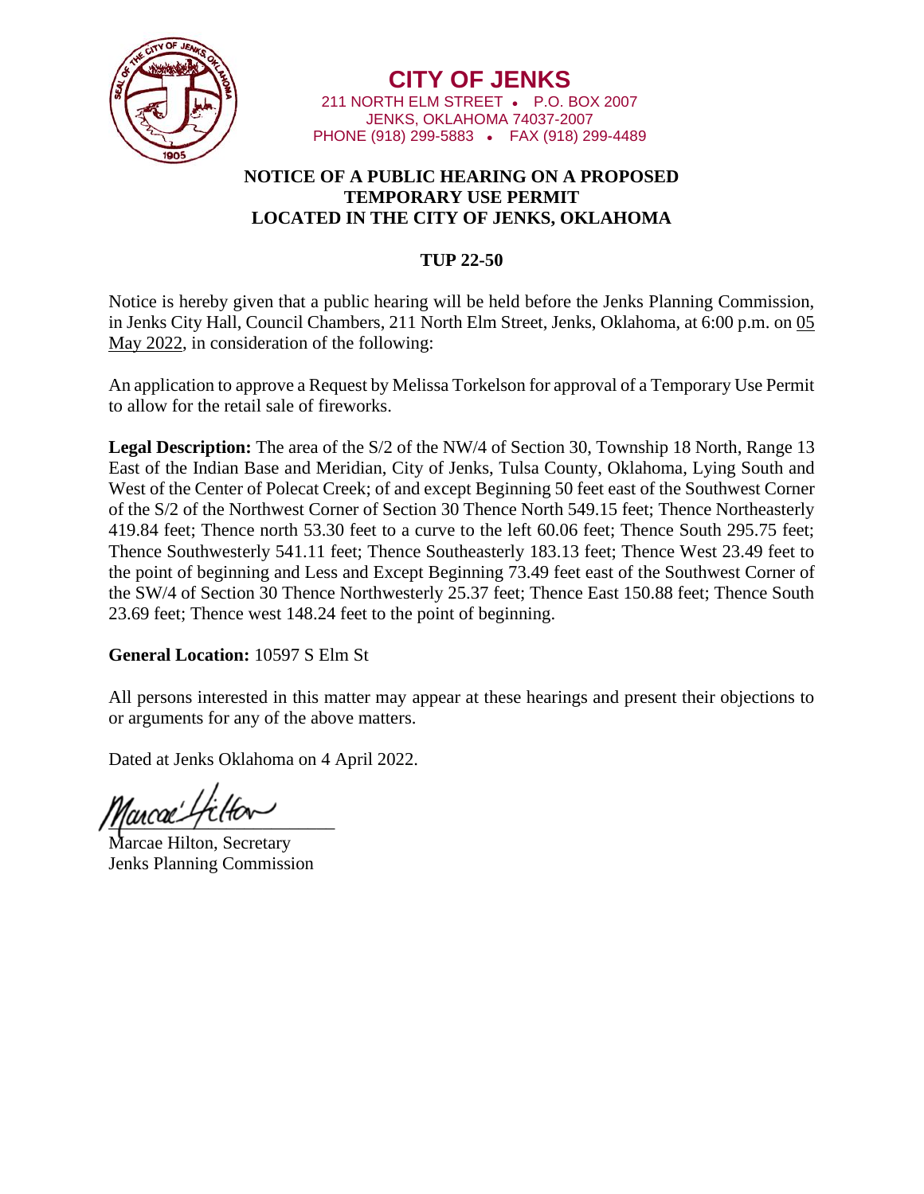# CITY OF JENKS

211 NORTH ELM STREET • P.O. BOX 2007
JENKS, OKLAHOMA 74037-2007
PHONE (918) 299-5883 • FAX (918) 299-4489

## NOTICE OF A PUBLIC HEARING ON A PROPOSED TEMPORARY USE PERMIT LOCATED IN THE CITY OF JENKS, OKLAHOMA

### TUP 22-50

Notice is hereby given that a public hearing will be held before the Jenks Planning Commission, in Jenks City Hall, Council Chambers, 211 North Elm Street, Jenks, Oklahoma, at 6:00 p.m. on 05 May 2022, in consideration of the following:

An application to approve a Request by Melissa Torkelson for approval of a Temporary Use Permit to allow for the retail sale of fireworks.

**Legal Description:** The area of the S/2 of the NW/4 of Section 30, Township 18 North, Range 13 East of the Indian Base and Meridian, City of Jenks, Tulsa County, Oklahoma, Lying South and West of the Center of Polecat Creek; of and except Beginning 50 feet east of the Southwest Corner of the S/2 of the Northwest Corner of Section 30 Thence North 549.15 feet; Thence Northeasterly 419.84 feet; Thence north 53.30 feet to a curve to the left 60.06 feet; Thence South 295.75 feet; Thence Southwesterly 541.11 feet; Thence Southeasterly 183.13 feet; Thence West 23.49 feet to the point of beginning and Less and Except Beginning 73.49 feet east of the Southwest Corner of the SW/4 of Section 30 Thence Northwesterly 25.37 feet; Thence East 150.88 feet; Thence South 23.69 feet; Thence west 148.24 feet to the point of beginning.

**General Location:** 10597 S Elm St

All persons interested in this matter may appear at these hearings and present their objections to or arguments for any of the above matters.

Dated at Jenks Oklahoma on 4 April 2022.

Marcae Hilton, Secretary
Jenks Planning Commission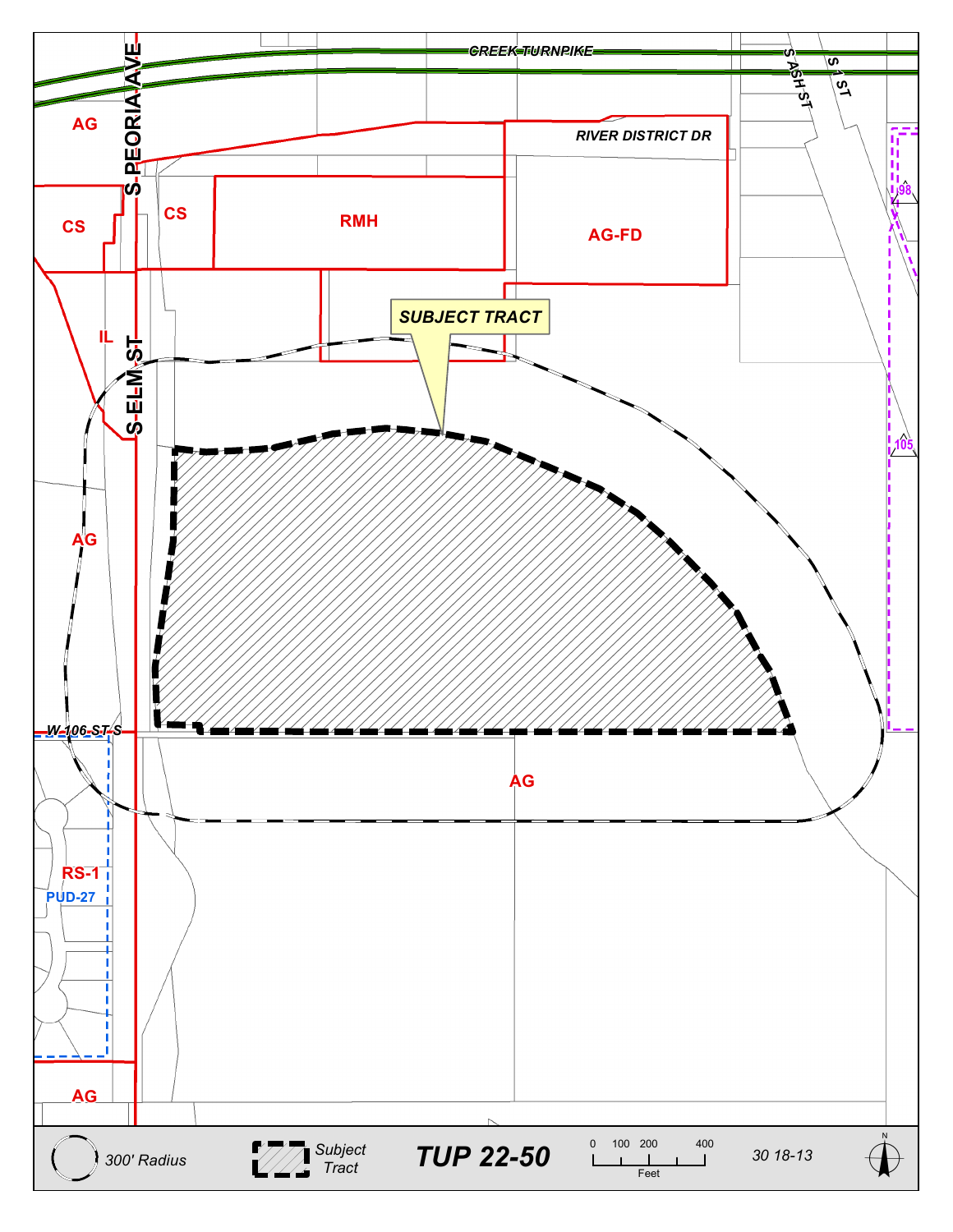CREEK TURNPIKE

S PEORIA AVE

S ASH ST

S 1 ST

AG

RIVER DISTRICT DR

CS

CS

RMH

AG-FD

98

IL

SUBJECT TRACT

S ELM ST

105

AG

W 106 ST S

AG

RS-1

PUD-27

AG

300' Radius

Subject Tract

**TUP 22-50**

0 100 200 400

Feet

30 18-13

N